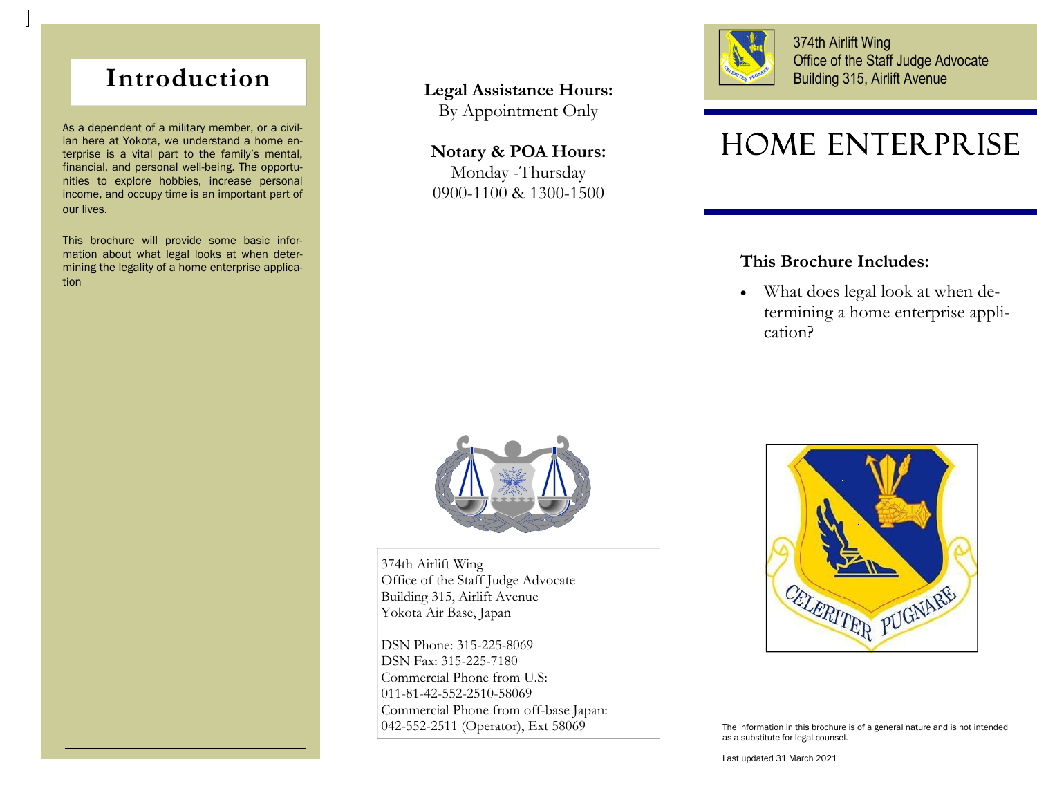## Introduction

As a dependent of a military member, or a civilian here at Yokota, we understand a home enterprise is a vital part to the family's mental, financial, and personal well-being. The opportunities to explore hobbies, increase personal income, and occupy time is an important part of our lives.

This brochure will provide some basic information about what legal looks at when determining the legality of a home enterprise application

**Legal Assistance Hours:**
By Appointment Only

**Notary & POA Hours:**
Monday -Thursday
0900-1100 & 1300-1500

374th Airlift Wing
Office of the Staff Judge Advocate
Building 315, Airlift Avenue
Yokota Air Base, Japan

DSN Phone: 315-225-8069
DSN Fax: 315-225-7180
Commercial Phone from U.S:
011-81-42-552-2510-58069
Commercial Phone from off-base Japan:
042-552-2511 (Operator), Ext 58069

374th Airlift Wing
Office of the Staff Judge Advocate
Building 315, Airlift Avenue

# HOME ENTERPRISE

**This Brochure Includes:**

- What does legal look at when determining a home enterprise application?

The information in this brochure is of a general nature and is not intended as a substitute for legal counsel.

Last updated 31 March 2021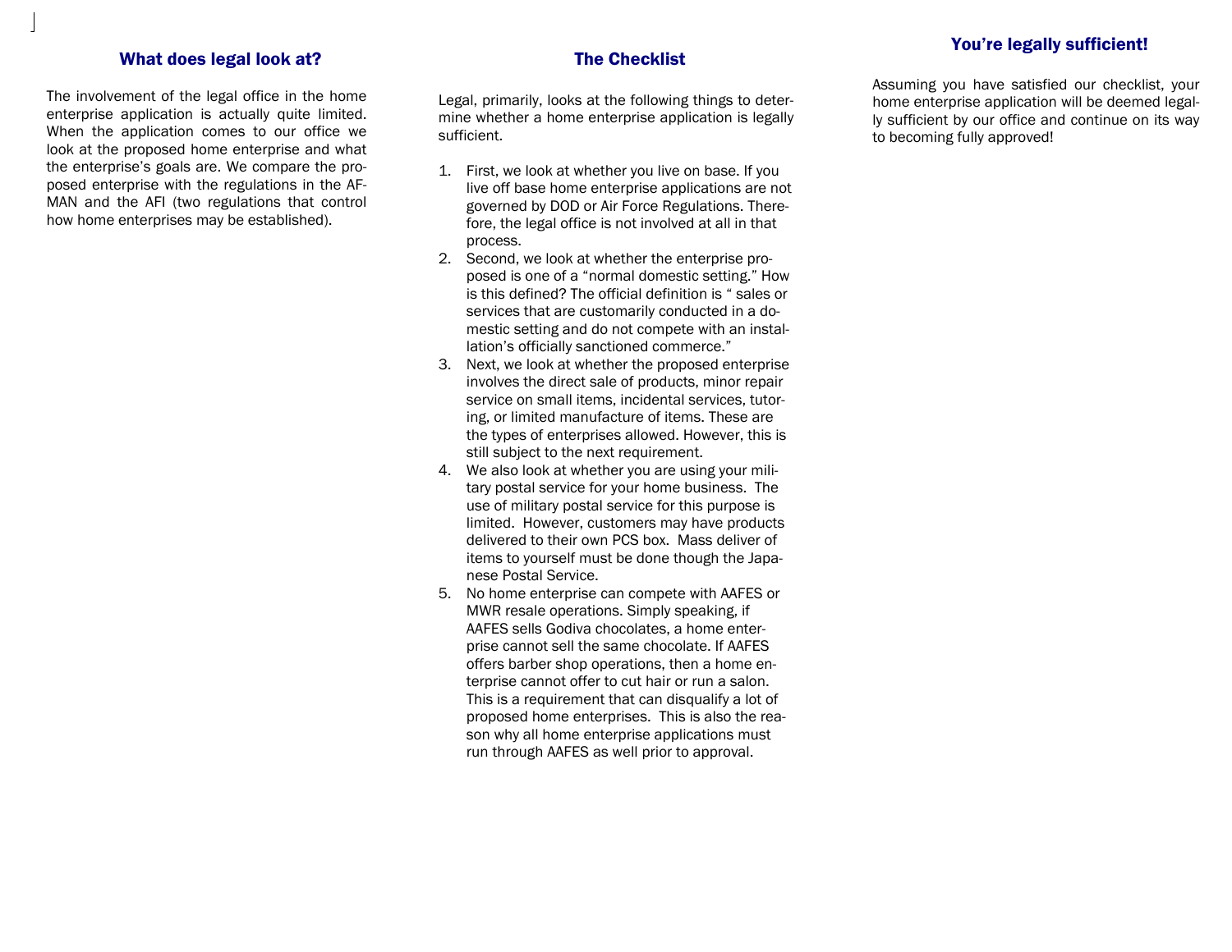## What does legal look at?

The involvement of the legal office in the home enterprise application is actually quite limited. When the application comes to our office we look at the proposed home enterprise and what the enterprise's goals are. We compare the proposed enterprise with the regulations in the AFMAN and the AFI (two regulations that control how home enterprises may be established).

## The Checklist

Legal, primarily, looks at the following things to determine whether a home enterprise application is legally sufficient.

1. First, we look at whether you live on base. If you live off base home enterprise applications are not governed by DOD or Air Force Regulations. Therefore, the legal office is not involved at all in that process.
2. Second, we look at whether the enterprise proposed is one of a "normal domestic setting." How is this defined? The official definition is " sales or services that are customarily conducted in a domestic setting and do not compete with an installation's officially sanctioned commerce."
3. Next, we look at whether the proposed enterprise involves the direct sale of products, minor repair service on small items, incidental services, tutoring, or limited manufacture of items. These are the types of enterprises allowed. However, this is still subject to the next requirement.
4. We also look at whether you are using your military postal service for your home business. The use of military postal service for this purpose is limited. However, customers may have products delivered to their own PCS box. Mass deliver of items to yourself must be done though the Japanese Postal Service.
5. No home enterprise can compete with AAFES or MWR resale operations. Simply speaking, if AAFES sells Godiva chocolates, a home enterprise cannot sell the same chocolate. If AAFES offers barber shop operations, then a home enterprise cannot offer to cut hair or run a salon. This is a requirement that can disqualify a lot of proposed home enterprises. This is also the reason why all home enterprise applications must run through AAFES as well prior to approval.

## You're legally sufficient!

Assuming you have satisfied our checklist, your home enterprise application will be deemed legally sufficient by our office and continue on its way to becoming fully approved!